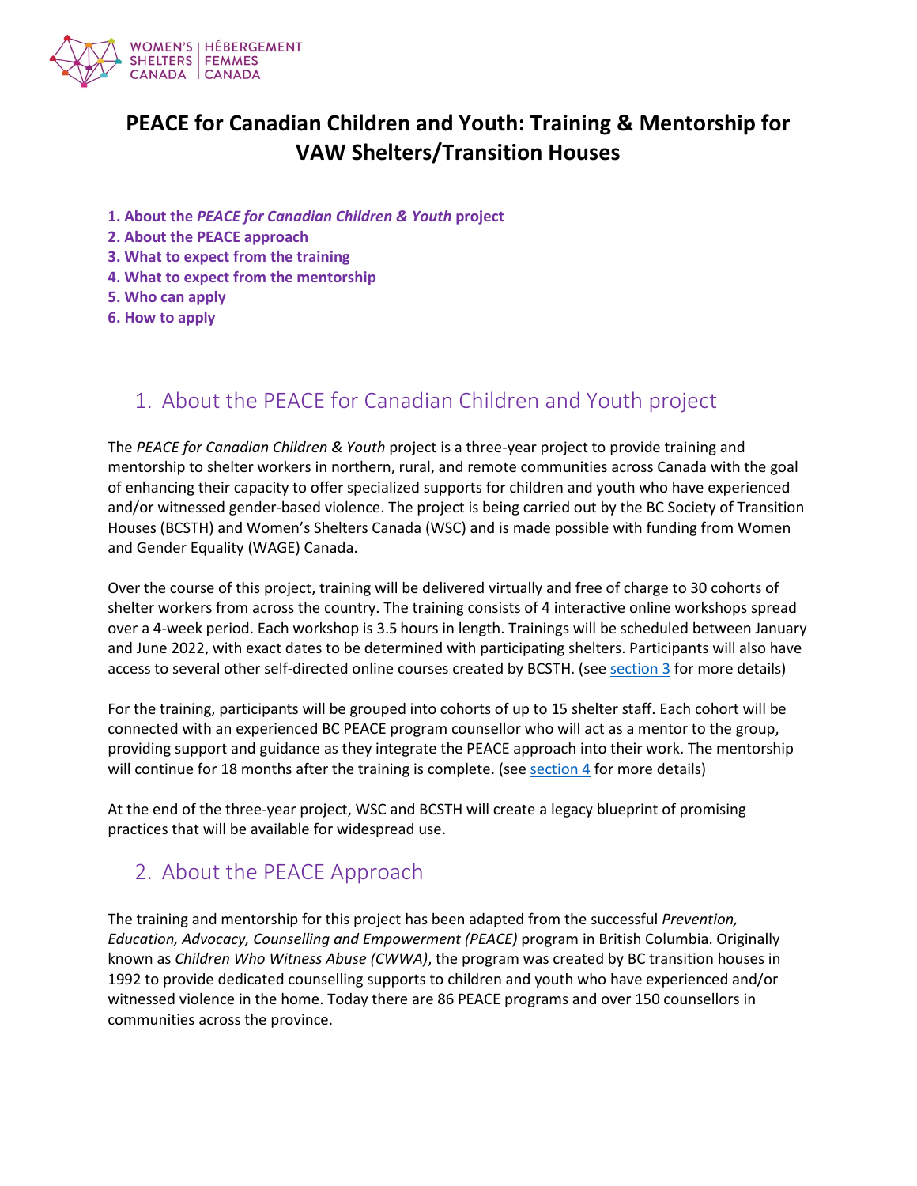# PEACE for Canadian Children and Youth: Training & Mentorship for VAW Shelters/Transition Houses

**1. About the *PEACE for Canadian Children & Youth* project**
**2. About the PEACE approach**
**3. What to expect from the training**
**4. What to expect from the mentorship**
**5. Who can apply**
**6. How to apply**

## 1. About the PEACE for Canadian Children and Youth project

The *PEACE for Canadian Children & Youth* project is a three-year project to provide training and mentorship to shelter workers in northern, rural, and remote communities across Canada with the goal of enhancing their capacity to offer specialized supports for children and youth who have experienced and/or witnessed gender-based violence. The project is being carried out by the BC Society of Transition Houses (BCSTH) and Women's Shelters Canada (WSC) and is made possible with funding from Women and Gender Equality (WAGE) Canada.

Over the course of this project, training will be delivered virtually and free of charge to 30 cohorts of shelter workers from across the country. The training consists of 4 interactive online workshops spread over a 4-week period. Each workshop is 3.5 hours in length. Trainings will be scheduled between January and June 2022, with exact dates to be determined with participating shelters. Participants will also have access to several other self-directed online courses created by BCSTH. (see section 3 for more details)

For the training, participants will be grouped into cohorts of up to 15 shelter staff. Each cohort will be connected with an experienced BC PEACE program counsellor who will act as a mentor to the group, providing support and guidance as they integrate the PEACE approach into their work. The mentorship will continue for 18 months after the training is complete. (see section 4 for more details)

At the end of the three-year project, WSC and BCSTH will create a legacy blueprint of promising practices that will be available for widespread use.

## 2. About the PEACE Approach

The training and mentorship for this project has been adapted from the successful *Prevention, Education, Advocacy, Counselling and Empowerment (PEACE)* program in British Columbia. Originally known as *Children Who Witness Abuse (CWWA)*, the program was created by BC transition houses in 1992 to provide dedicated counselling supports to children and youth who have experienced and/or witnessed violence in the home. Today there are 86 PEACE programs and over 150 counsellors in communities across the province.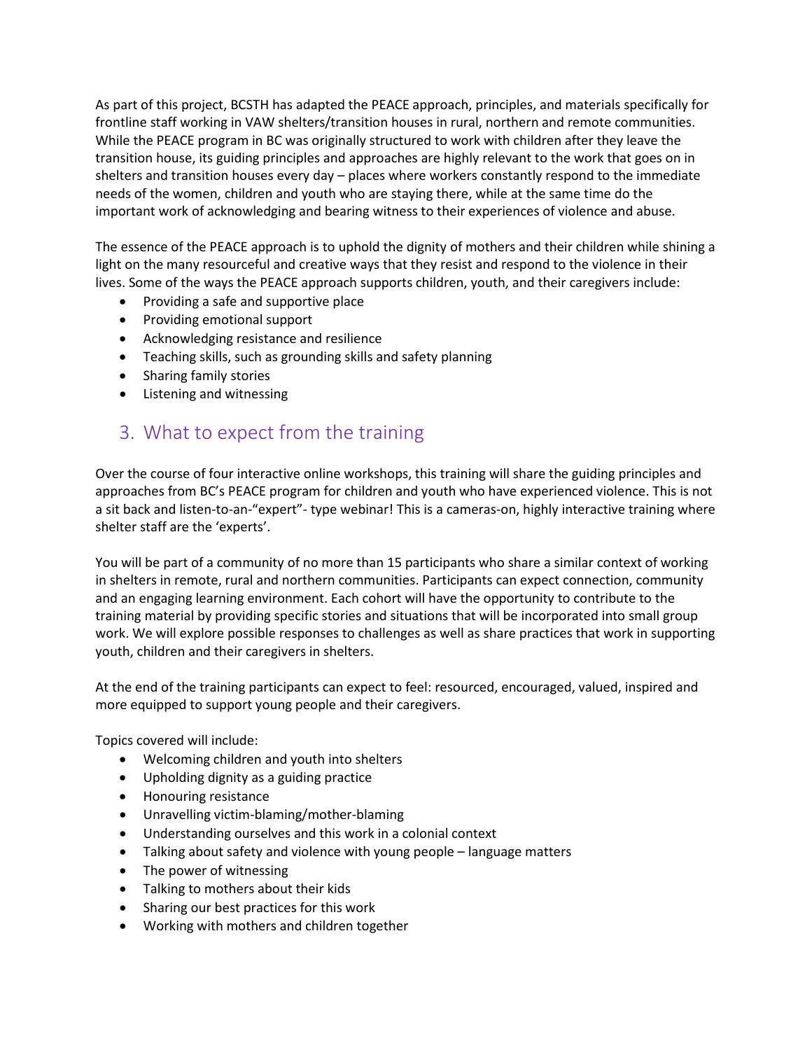As part of this project, BCSTH has adapted the PEACE approach, principles, and materials specifically for frontline staff working in VAW shelters/transition houses in rural, northern and remote communities. While the PEACE program in BC was originally structured to work with children after they leave the transition house, its guiding principles and approaches are highly relevant to the work that goes on in shelters and transition houses every day – places where workers constantly respond to the immediate needs of the women, children and youth who are staying there, while at the same time do the important work of acknowledging and bearing witness to their experiences of violence and abuse.

The essence of the PEACE approach is to uphold the dignity of mothers and their children while shining a light on the many resourceful and creative ways that they resist and respond to the violence in their lives. Some of the ways the PEACE approach supports children, youth, and their caregivers include:

- Providing a safe and supportive place
- Providing emotional support
- Acknowledging resistance and resilience
- Teaching skills, such as grounding skills and safety planning
- Sharing family stories
- Listening and witnessing

## 3. What to expect from the training

Over the course of four interactive online workshops, this training will share the guiding principles and approaches from BC's PEACE program for children and youth who have experienced violence. This is not a sit back and listen-to-an-"expert"- type webinar! This is a cameras-on, highly interactive training where shelter staff are the 'experts'.

You will be part of a community of no more than 15 participants who share a similar context of working in shelters in remote, rural and northern communities. Participants can expect connection, community and an engaging learning environment. Each cohort will have the opportunity to contribute to the training material by providing specific stories and situations that will be incorporated into small group work. We will explore possible responses to challenges as well as share practices that work in supporting youth, children and their caregivers in shelters.

At the end of the training participants can expect to feel: resourced, encouraged, valued, inspired and more equipped to support young people and their caregivers.

Topics covered will include:

- Welcoming children and youth into shelters
- Upholding dignity as a guiding practice
- Honouring resistance
- Unravelling victim-blaming/mother-blaming
- Understanding ourselves and this work in a colonial context
- Talking about safety and violence with young people – language matters
- The power of witnessing
- Talking to mothers about their kids
- Sharing our best practices for this work
- Working with mothers and children together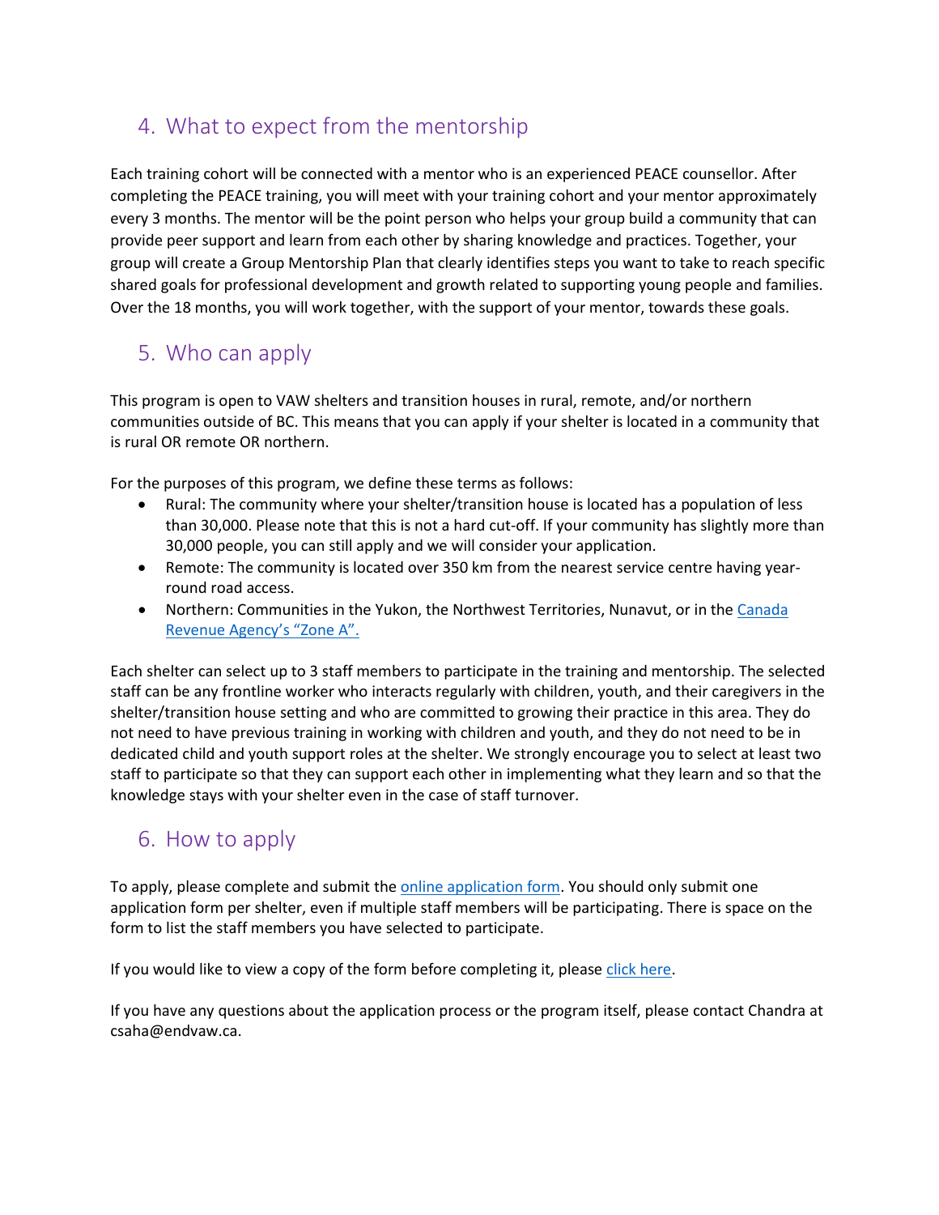## 4. What to expect from the mentorship

Each training cohort will be connected with a mentor who is an experienced PEACE counsellor. After completing the PEACE training, you will meet with your training cohort and your mentor approximately every 3 months. The mentor will be the point person who helps your group build a community that can provide peer support and learn from each other by sharing knowledge and practices. Together, your group will create a Group Mentorship Plan that clearly identifies steps you want to take to reach specific shared goals for professional development and growth related to supporting young people and families. Over the 18 months, you will work together, with the support of your mentor, towards these goals.

## 5. Who can apply

This program is open to VAW shelters and transition houses in rural, remote, and/or northern communities outside of BC. This means that you can apply if your shelter is located in a community that is rural OR remote OR northern.

For the purposes of this program, we define these terms as follows:

- Rural: The community where your shelter/transition house is located has a population of less than 30,000. Please note that this is not a hard cut-off. If your community has slightly more than 30,000 people, you can still apply and we will consider your application.
- Remote: The community is located over 350 km from the nearest service centre having year-round road access.
- Northern: Communities in the Yukon, the Northwest Territories, Nunavut, or in the [Canada Revenue Agency's "Zone A".]

Each shelter can select up to 3 staff members to participate in the training and mentorship. The selected staff can be any frontline worker who interacts regularly with children, youth, and their caregivers in the shelter/transition house setting and who are committed to growing their practice in this area. They do not need to have previous training in working with children and youth, and they do not need to be in dedicated child and youth support roles at the shelter. We strongly encourage you to select at least two staff to participate so that they can support each other in implementing what they learn and so that the knowledge stays with your shelter even in the case of staff turnover.

## 6. How to apply

To apply, please complete and submit the online application form. You should only submit one application form per shelter, even if multiple staff members will be participating. There is space on the form to list the staff members you have selected to participate.

If you would like to view a copy of the form before completing it, please click here.

If you have any questions about the application process or the program itself, please contact Chandra at csaha@endvaw.ca.